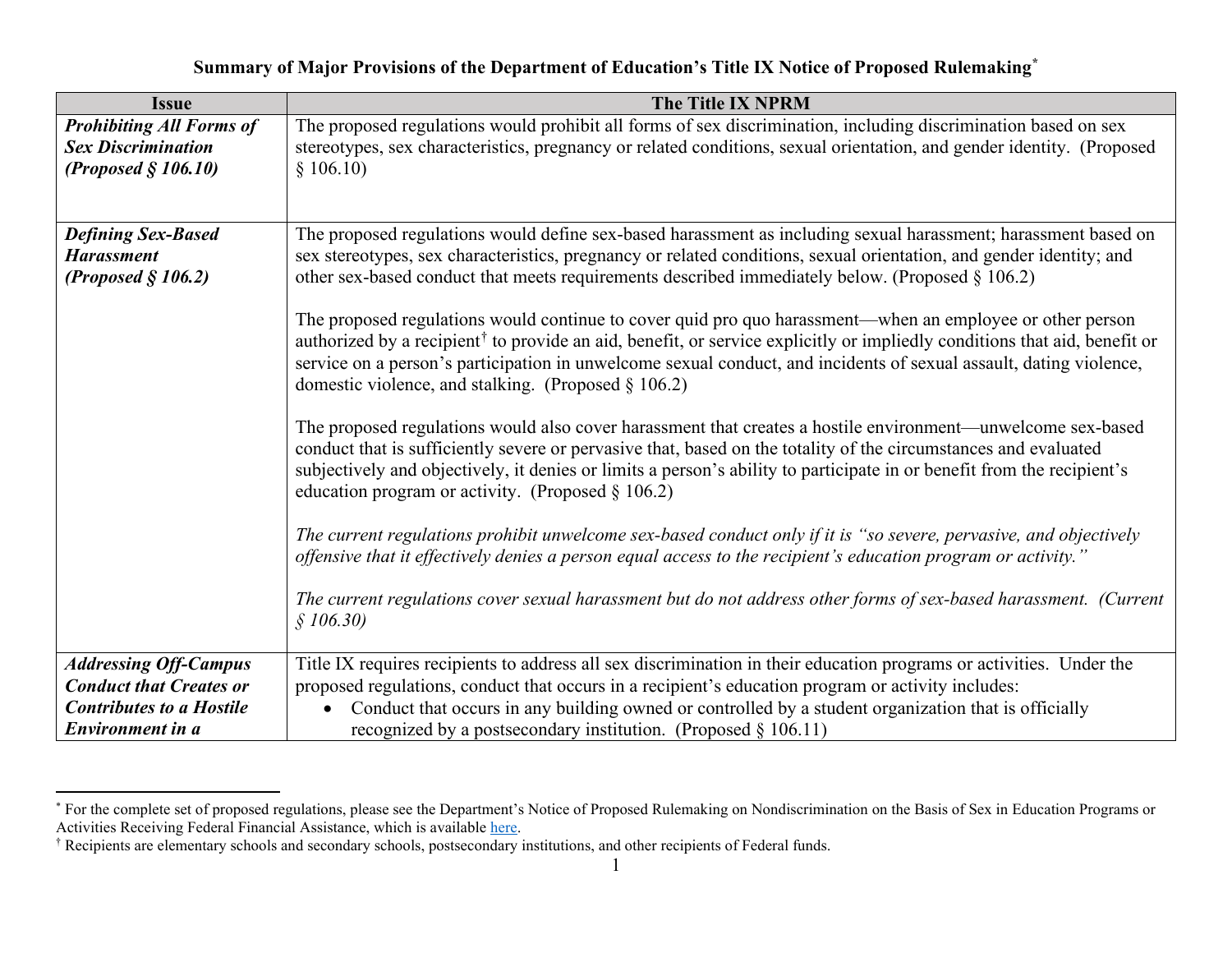# Summary of Major Provisions of the Department of Education's Title IX Notice of Proposed Rulemaking[*]

| Issue | The Title IX NPRM |
|---|---|
| ***Prohibiting All Forms of Sex Discrimination (Proposed § 106.10)*** | The proposed regulations would prohibit all forms of sex discrimination, including discrimination based on sex stereotypes, sex characteristics, pregnancy or related conditions, sexual orientation, and gender identity. (Proposed § 106.10) |
| ***Defining Sex-Based Harassment (Proposed § 106.2)*** | The proposed regulations would define sex-based harassment as including sexual harassment; harassment based on sex stereotypes, sex characteristics, pregnancy or related conditions, sexual orientation, and gender identity; and other sex-based conduct that meets requirements described immediately below. (Proposed § 106.2)<br><br>The proposed regulations would continue to cover quid pro quo harassment—when an employee or other person authorized by a recipient[†] to provide an aid, benefit, or service explicitly or impliedly conditions that aid, benefit or service on a person's participation in unwelcome sexual conduct, and incidents of sexual assault, dating violence, domestic violence, and stalking. (Proposed § 106.2)<br><br>The proposed regulations would also cover harassment that creates a hostile environment—unwelcome sex-based conduct that is sufficiently severe or pervasive that, based on the totality of the circumstances and evaluated subjectively and objectively, it denies or limits a person's ability to participate in or benefit from the recipient's education program or activity. (Proposed § 106.2)<br><br>*The current regulations prohibit unwelcome sex-based conduct only if it is "so severe, pervasive, and objectively offensive that it effectively denies a person equal access to the recipient's education program or activity."*<br><br>*The current regulations cover sexual harassment but do not address other forms of sex-based harassment. (Current § 106.30)* |
| ***Addressing Off-Campus Conduct that Creates or Contributes to a Hostile Environment in a*** | Title IX requires recipients to address all sex discrimination in their education programs or activities. Under the proposed regulations, conduct that occurs in a recipient's education program or activity includes:<br>• Conduct that occurs in any building owned or controlled by a student organization that is officially recognized by a postsecondary institution. (Proposed § 106.11) |

[*] For the complete set of proposed regulations, please see the Department's Notice of Proposed Rulemaking on Nondiscrimination on the Basis of Sex in Education Programs or Activities Receiving Federal Financial Assistance, which is available here.

[†] Recipients are elementary schools and secondary schools, postsecondary institutions, and other recipients of Federal funds.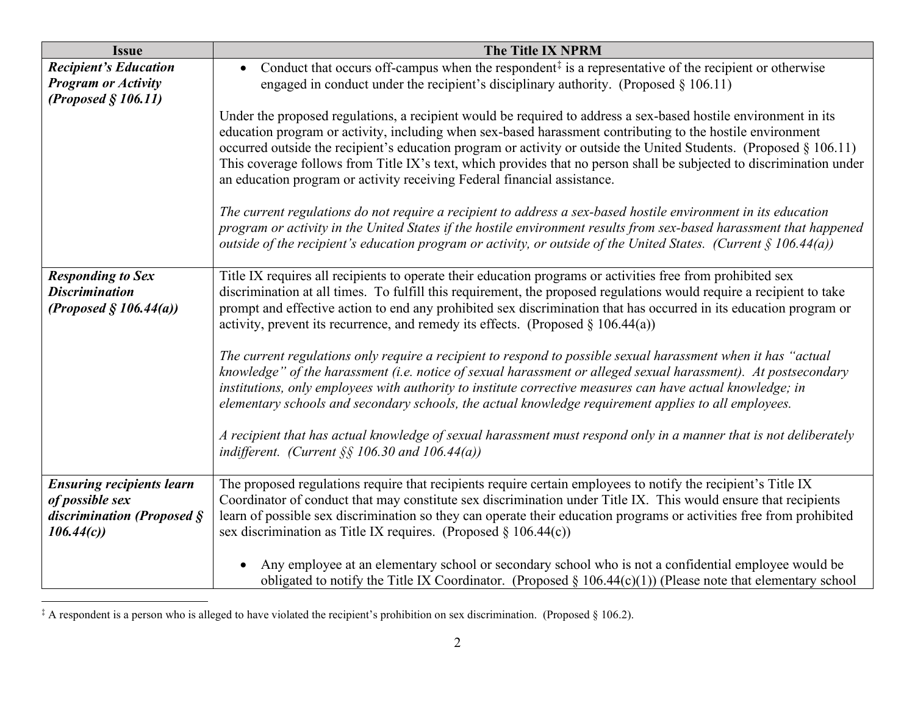| Issue | The Title IX NPRM |
| --- | --- |
| ***Recipient's Education Program or Activity (Proposed § 106.11)*** | • Conduct that occurs off-campus when the respondent[‡] is a representative of the recipient or otherwise engaged in conduct under the recipient's disciplinary authority. (Proposed § 106.11)<br><br>Under the proposed regulations, a recipient would be required to address a sex-based hostile environment in its education program or activity, including when sex-based harassment contributing to the hostile environment occurred outside the recipient's education program or activity or outside the United Students. (Proposed § 106.11) This coverage follows from Title IX's text, which provides that no person shall be subjected to discrimination under an education program or activity receiving Federal financial assistance.<br><br>*The current regulations do not require a recipient to address a sex-based hostile environment in its education program or activity in the United States if the hostile environment results from sex-based harassment that happened outside of the recipient's education program or activity, or outside of the United States. (Current § 106.44(a))* |
| ***Responding to Sex Discrimination (Proposed § 106.44(a))*** | Title IX requires all recipients to operate their education programs or activities free from prohibited sex discrimination at all times. To fulfill this requirement, the proposed regulations would require a recipient to take prompt and effective action to end any prohibited sex discrimination that has occurred in its education program or activity, prevent its recurrence, and remedy its effects. (Proposed § 106.44(a))<br><br>*The current regulations only require a recipient to respond to possible sexual harassment when it has "actual knowledge" of the harassment (i.e. notice of sexual harassment or alleged sexual harassment). At postsecondary institutions, only employees with authority to institute corrective measures can have actual knowledge; in elementary schools and secondary schools, the actual knowledge requirement applies to all employees.*<br><br>*A recipient that has actual knowledge of sexual harassment must respond only in a manner that is not deliberately indifferent. (Current §§ 106.30 and 106.44(a))* |
| ***Ensuring recipients learn of possible sex discrimination (Proposed § 106.44(c))*** | The proposed regulations require that recipients require certain employees to notify the recipient's Title IX Coordinator of conduct that may constitute sex discrimination under Title IX. This would ensure that recipients learn of possible sex discrimination so they can operate their education programs or activities free from prohibited sex discrimination as Title IX requires. (Proposed § 106.44(c))<br><br>• Any employee at an elementary school or secondary school who is not a confidential employee would be obligated to notify the Title IX Coordinator. (Proposed § 106.44(c)(1)) (Please note that elementary school |

[‡] A respondent is a person who is alleged to have violated the recipient's prohibition on sex discrimination. (Proposed § 106.2).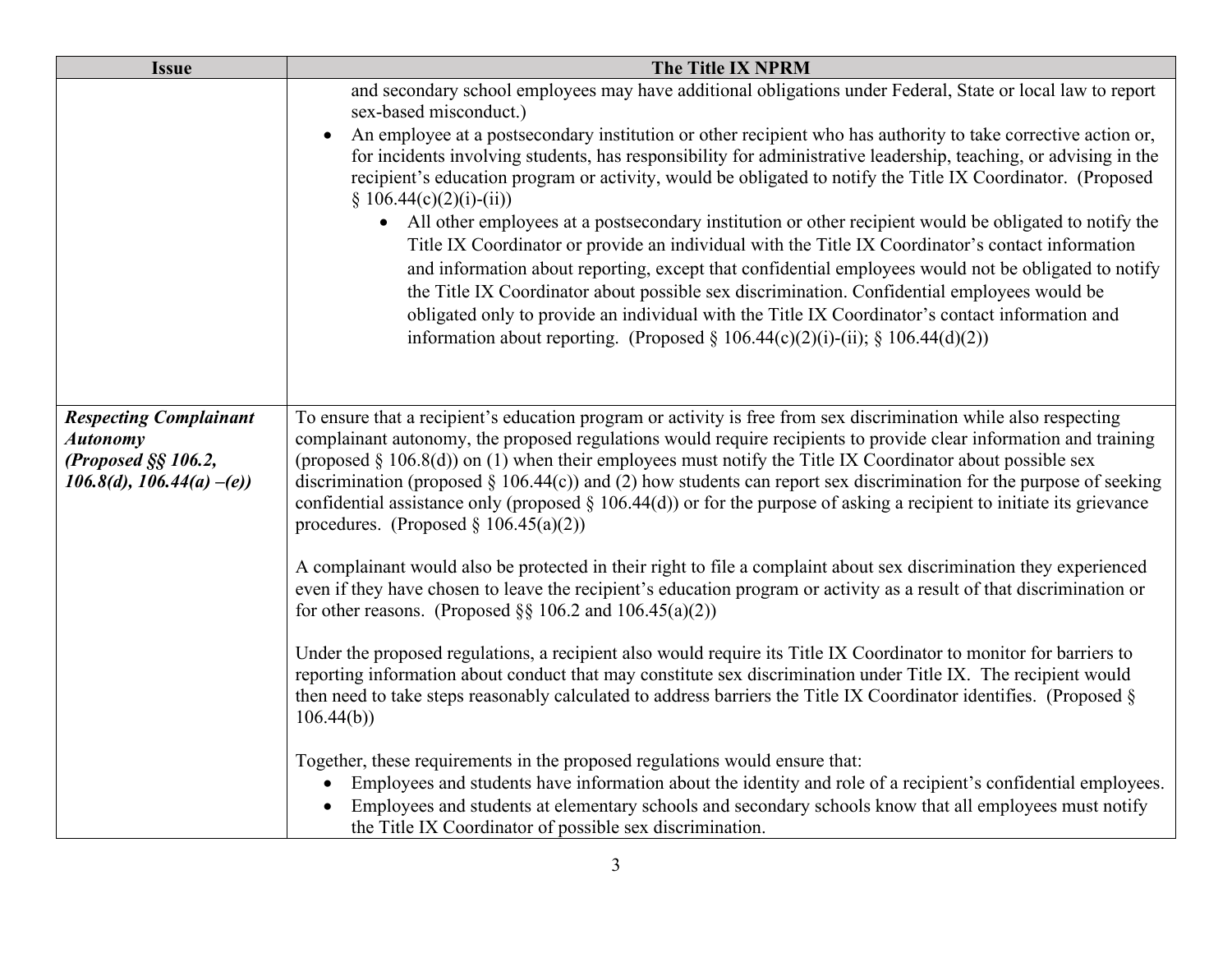| Issue | The Title IX NPRM |
|---|---|
| | and secondary school employees may have additional obligations under Federal, State or local law to report sex-based misconduct.)<br>• An employee at a postsecondary institution or other recipient who has authority to take corrective action or, for incidents involving students, has responsibility for administrative leadership, teaching, or advising in the recipient's education program or activity, would be obligated to notify the Title IX Coordinator. (Proposed § 106.44(c)(2)(i)-(ii))<br>  ◦ All other employees at a postsecondary institution or other recipient would be obligated to notify the Title IX Coordinator or provide an individual with the Title IX Coordinator's contact information and information about reporting, except that confidential employees would not be obligated to notify the Title IX Coordinator about possible sex discrimination. Confidential employees would be obligated only to provide an individual with the Title IX Coordinator's contact information and information about reporting. (Proposed § 106.44(c)(2)(i)-(ii); § 106.44(d)(2)) |
| ***Respecting Complainant Autonomy (Proposed §§ 106.2, 106.8(d), 106.44(a) –(e))*** | To ensure that a recipient's education program or activity is free from sex discrimination while also respecting complainant autonomy, the proposed regulations would require recipients to provide clear information and training (proposed § 106.8(d)) on (1) when their employees must notify the Title IX Coordinator about possible sex discrimination (proposed § 106.44(c)) and (2) how students can report sex discrimination for the purpose of seeking confidential assistance only (proposed § 106.44(d)) or for the purpose of asking a recipient to initiate its grievance procedures. (Proposed § 106.45(a)(2))<br><br>A complainant would also be protected in their right to file a complaint about sex discrimination they experienced even if they have chosen to leave the recipient's education program or activity as a result of that discrimination or for other reasons. (Proposed §§ 106.2 and 106.45(a)(2))<br><br>Under the proposed regulations, a recipient also would require its Title IX Coordinator to monitor for barriers to reporting information about conduct that may constitute sex discrimination under Title IX. The recipient would then need to take steps reasonably calculated to address barriers the Title IX Coordinator identifies. (Proposed § 106.44(b))<br><br>Together, these requirements in the proposed regulations would ensure that:<br>• Employees and students have information about the identity and role of a recipient's confidential employees.<br>• Employees and students at elementary schools and secondary schools know that all employees must notify the Title IX Coordinator of possible sex discrimination. |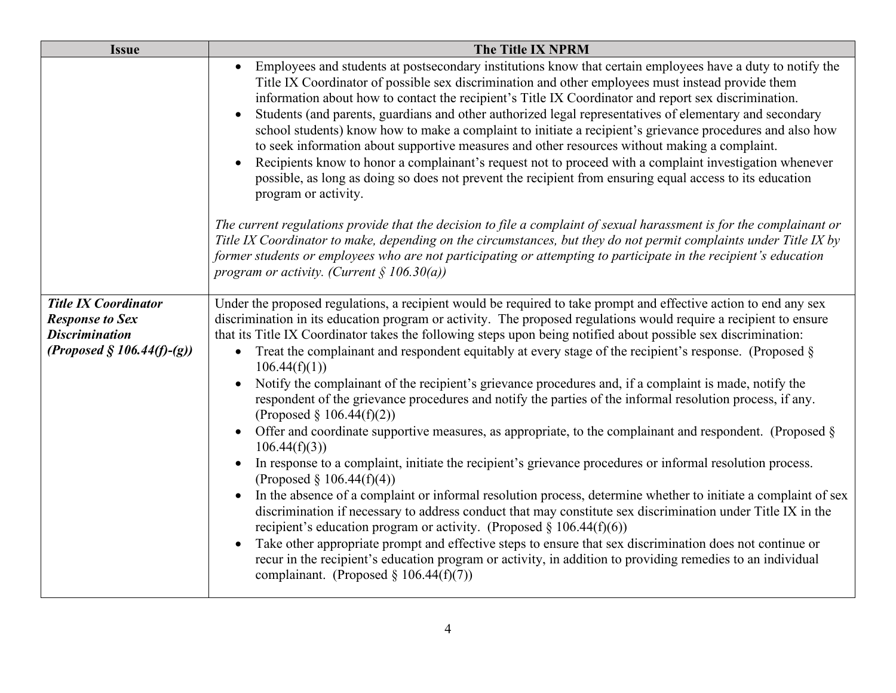| Issue | The Title IX NPRM |
| --- | --- |
| | • Employees and students at postsecondary institutions know that certain employees have a duty to notify the Title IX Coordinator of possible sex discrimination and other employees must instead provide them information about how to contact the recipient's Title IX Coordinator and report sex discrimination.<br>• Students (and parents, guardians and other authorized legal representatives of elementary and secondary school students) know how to make a complaint to initiate a recipient's grievance procedures and also how to seek information about supportive measures and other resources without making a complaint.<br>• Recipients know to honor a complainant's request not to proceed with a complaint investigation whenever possible, as long as doing so does not prevent the recipient from ensuring equal access to its education program or activity.<br><br>*The current regulations provide that the decision to file a complaint of sexual harassment is for the complainant or Title IX Coordinator to make, depending on the circumstances, but they do not permit complaints under Title IX by former students or employees who are not participating or attempting to participate in the recipient's education program or activity. (Current § 106.30(a))* |
| ***Title IX Coordinator Response to Sex Discrimination (Proposed § 106.44(f)-(g))*** | Under the proposed regulations, a recipient would be required to take prompt and effective action to end any sex discrimination in its education program or activity. The proposed regulations would require a recipient to ensure that its Title IX Coordinator takes the following steps upon being notified about possible sex discrimination:<br>• Treat the complainant and respondent equitably at every stage of the recipient's response. (Proposed § 106.44(f)(1))<br>• Notify the complainant of the recipient's grievance procedures and, if a complaint is made, notify the respondent of the grievance procedures and notify the parties of the informal resolution process, if any. (Proposed § 106.44(f)(2))<br>• Offer and coordinate supportive measures, as appropriate, to the complainant and respondent. (Proposed § 106.44(f)(3))<br>• In response to a complaint, initiate the recipient's grievance procedures or informal resolution process. (Proposed § 106.44(f)(4))<br>• In the absence of a complaint or informal resolution process, determine whether to initiate a complaint of sex discrimination if necessary to address conduct that may constitute sex discrimination under Title IX in the recipient's education program or activity. (Proposed § 106.44(f)(6))<br>• Take other appropriate prompt and effective steps to ensure that sex discrimination does not continue or recur in the recipient's education program or activity, in addition to providing remedies to an individual complainant. (Proposed § 106.44(f)(7)) |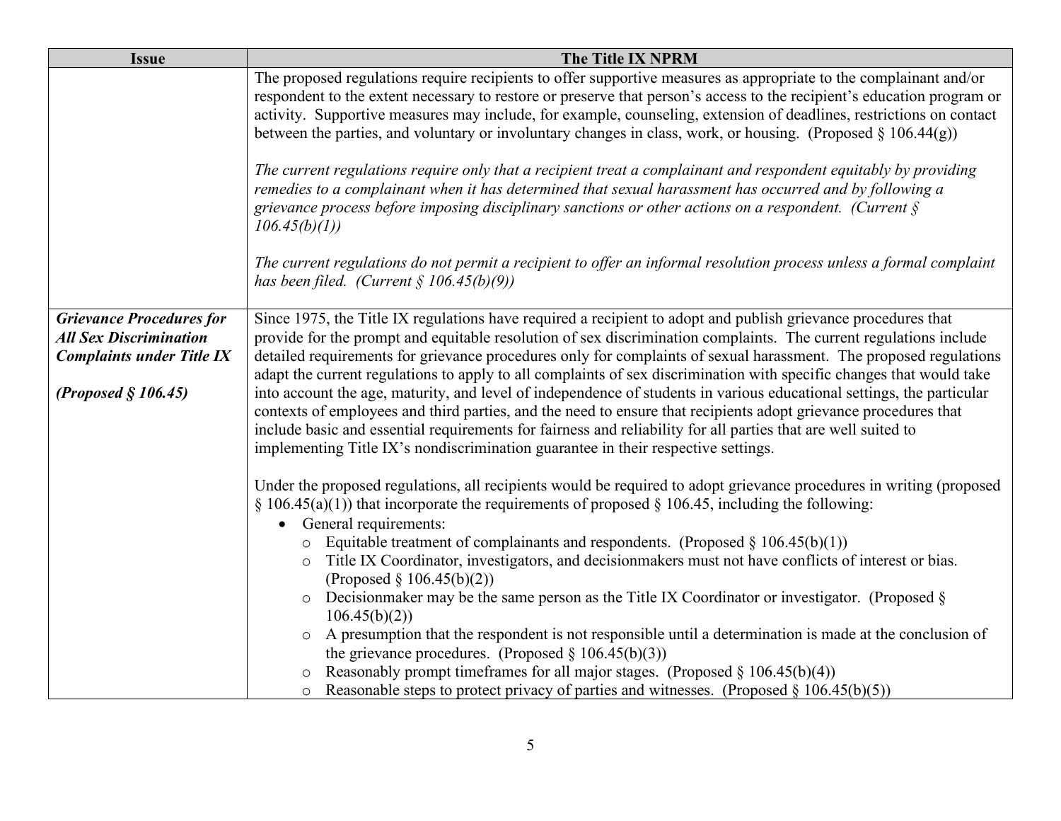| Issue | The Title IX NPRM |
|---|---|
| | The proposed regulations require recipients to offer supportive measures as appropriate to the complainant and/or respondent to the extent necessary to restore or preserve that person's access to the recipient's education program or activity. Supportive measures may include, for example, counseling, extension of deadlines, restrictions on contact between the parties, and voluntary or involuntary changes in class, work, or housing. (Proposed § 106.44(g))<br><br>*The current regulations require only that a recipient treat a complainant and respondent equitably by providing remedies to a complainant when it has determined that sexual harassment has occurred and by following a grievance process before imposing disciplinary sanctions or other actions on a respondent. (Current § 106.45(b)(1))*<br><br>*The current regulations do not permit a recipient to offer an informal resolution process unless a formal complaint has been filed. (Current § 106.45(b)(9))* |
| ***Grievance Procedures for All Sex Discrimination Complaints under Title IX***<br><br>***(Proposed § 106.45)*** | Since 1975, the Title IX regulations have required a recipient to adopt and publish grievance procedures that provide for the prompt and equitable resolution of sex discrimination complaints. The current regulations include detailed requirements for grievance procedures only for complaints of sexual harassment. The proposed regulations adapt the current regulations to apply to all complaints of sex discrimination with specific changes that would take into account the age, maturity, and level of independence of students in various educational settings, the particular contexts of employees and third parties, and the need to ensure that recipients adopt grievance procedures that include basic and essential requirements for fairness and reliability for all parties that are well suited to implementing Title IX's nondiscrimination guarantee in their respective settings.<br><br>Under the proposed regulations, all recipients would be required to adopt grievance procedures in writing (proposed § 106.45(a)(1)) that incorporate the requirements of proposed § 106.45, including the following:<br>• General requirements:<br>&nbsp;&nbsp;○ Equitable treatment of complainants and respondents. (Proposed § 106.45(b)(1))<br>&nbsp;&nbsp;○ Title IX Coordinator, investigators, and decisionmakers must not have conflicts of interest or bias. (Proposed § 106.45(b)(2))<br>&nbsp;&nbsp;○ Decisionmaker may be the same person as the Title IX Coordinator or investigator. (Proposed § 106.45(b)(2))<br>&nbsp;&nbsp;○ A presumption that the respondent is not responsible until a determination is made at the conclusion of the grievance procedures. (Proposed § 106.45(b)(3))<br>&nbsp;&nbsp;○ Reasonably prompt timeframes for all major stages. (Proposed § 106.45(b)(4))<br>&nbsp;&nbsp;○ Reasonable steps to protect privacy of parties and witnesses. (Proposed § 106.45(b)(5)) |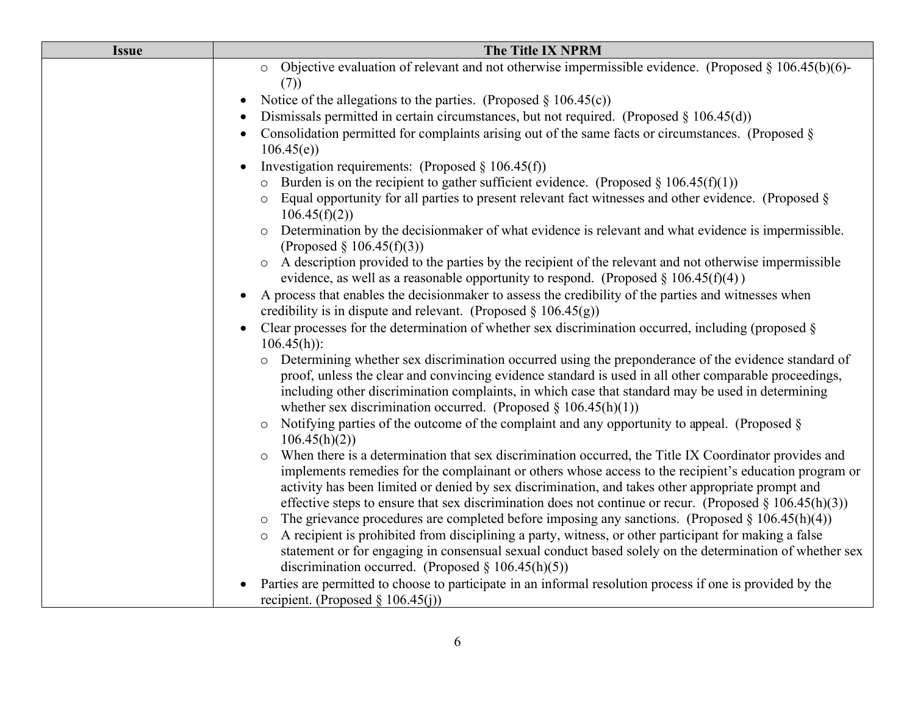| Issue | The Title IX NPRM |
| --- | --- |
| | ○ Objective evaluation of relevant and not otherwise impermissible evidence. (Proposed § 106.45(b)(6)-(7))<br>• Notice of the allegations to the parties. (Proposed § 106.45(c))<br>• Dismissals permitted in certain circumstances, but not required. (Proposed § 106.45(d))<br>• Consolidation permitted for complaints arising out of the same facts or circumstances. (Proposed § 106.45(e))<br>• Investigation requirements: (Proposed § 106.45(f))<br>○ Burden is on the recipient to gather sufficient evidence. (Proposed § 106.45(f)(1))<br>○ Equal opportunity for all parties to present relevant fact witnesses and other evidence. (Proposed § 106.45(f)(2))<br>○ Determination by the decisionmaker of what evidence is relevant and what evidence is impermissible. (Proposed § 106.45(f)(3))<br>○ A description provided to the parties by the recipient of the relevant and not otherwise impermissible evidence, as well as a reasonable opportunity to respond. (Proposed § 106.45(f)(4) )<br>• A process that enables the decisionmaker to assess the credibility of the parties and witnesses when credibility is in dispute and relevant. (Proposed § 106.45(g))<br>• Clear processes for the determination of whether sex discrimination occurred, including (proposed § 106.45(h)):<br>○ Determining whether sex discrimination occurred using the preponderance of the evidence standard of proof, unless the clear and convincing evidence standard is used in all other comparable proceedings, including other discrimination complaints, in which case that standard may be used in determining whether sex discrimination occurred. (Proposed § 106.45(h)(1))<br>○ Notifying parties of the outcome of the complaint and any opportunity to appeal. (Proposed § 106.45(h)(2))<br>○ When there is a determination that sex discrimination occurred, the Title IX Coordinator provides and implements remedies for the complainant or others whose access to the recipient's education program or activity has been limited or denied by sex discrimination, and takes other appropriate prompt and effective steps to ensure that sex discrimination does not continue or recur. (Proposed § 106.45(h)(3))<br>○ The grievance procedures are completed before imposing any sanctions. (Proposed § 106.45(h)(4))<br>○ A recipient is prohibited from disciplining a party, witness, or other participant for making a false statement or for engaging in consensual sexual conduct based solely on the determination of whether sex discrimination occurred. (Proposed § 106.45(h)(5))<br>• Parties are permitted to choose to participate in an informal resolution process if one is provided by the recipient. (Proposed § 106.45(j)) |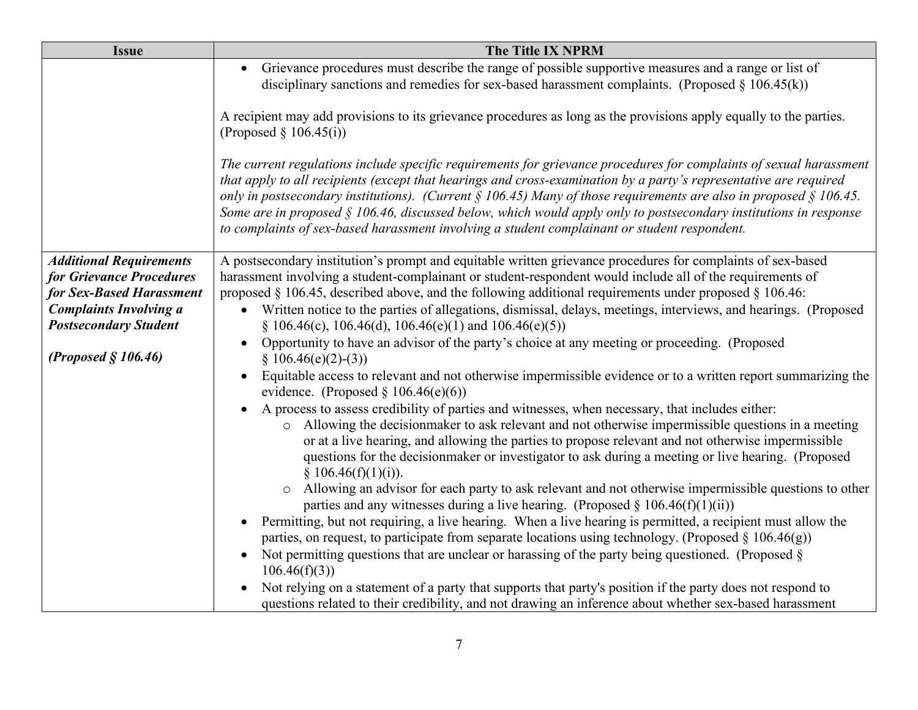| Issue | The Title IX NPRM |
|---|---|
| | • Grievance procedures must describe the range of possible supportive measures and a range or list of disciplinary sanctions and remedies for sex-based harassment complaints. (Proposed § 106.45(k))<br><br>A recipient may add provisions to its grievance procedures as long as the provisions apply equally to the parties. (Proposed § 106.45(i))<br><br>*The current regulations include specific requirements for grievance procedures for complaints of sexual harassment that apply to all recipients (except that hearings and cross-examination by a party's representative are required only in postsecondary institutions). (Current § 106.45) Many of those requirements are also in proposed § 106.45. Some are in proposed § 106.46, discussed below, which would apply only to postsecondary institutions in response to complaints of sex-based harassment involving a student complainant or student respondent.* |
| ***Additional Requirements for Grievance Procedures for Sex-Based Harassment Complaints Involving a Postsecondary Student***<br><br>***(Proposed § 106.46)*** | A postsecondary institution's prompt and equitable written grievance procedures for complaints of sex-based harassment involving a student-complainant or student-respondent would include all of the requirements of proposed § 106.45, described above, and the following additional requirements under proposed § 106.46:<br>• Written notice to the parties of allegations, dismissal, delays, meetings, interviews, and hearings. (Proposed § 106.46(c), 106.46(d), 106.46(e)(1) and 106.46(e)(5))<br>• Opportunity to have an advisor of the party's choice at any meeting or proceeding. (Proposed § 106.46(e)(2)-(3))<br>• Equitable access to relevant and not otherwise impermissible evidence or to a written report summarizing the evidence. (Proposed § 106.46(e)(6))<br>• A process to assess credibility of parties and witnesses, when necessary, that includes either:<br>&nbsp;&nbsp;&nbsp;&nbsp;○ Allowing the decisionmaker to ask relevant and not otherwise impermissible questions in a meeting or at a live hearing, and allowing the parties to propose relevant and not otherwise impermissible questions for the decisionmaker or investigator to ask during a meeting or live hearing. (Proposed § 106.46(f)(1)(i)).<br>&nbsp;&nbsp;&nbsp;&nbsp;○ Allowing an advisor for each party to ask relevant and not otherwise impermissible questions to other parties and any witnesses during a live hearing. (Proposed § 106.46(f)(1)(ii))<br>• Permitting, but not requiring, a live hearing. When a live hearing is permitted, a recipient must allow the parties, on request, to participate from separate locations using technology. (Proposed § 106.46(g))<br>• Not permitting questions that are unclear or harassing of the party being questioned. (Proposed § 106.46(f)(3))<br>• Not relying on a statement of a party that supports that party's position if the party does not respond to questions related to their credibility, and not drawing an inference about whether sex-based harassment |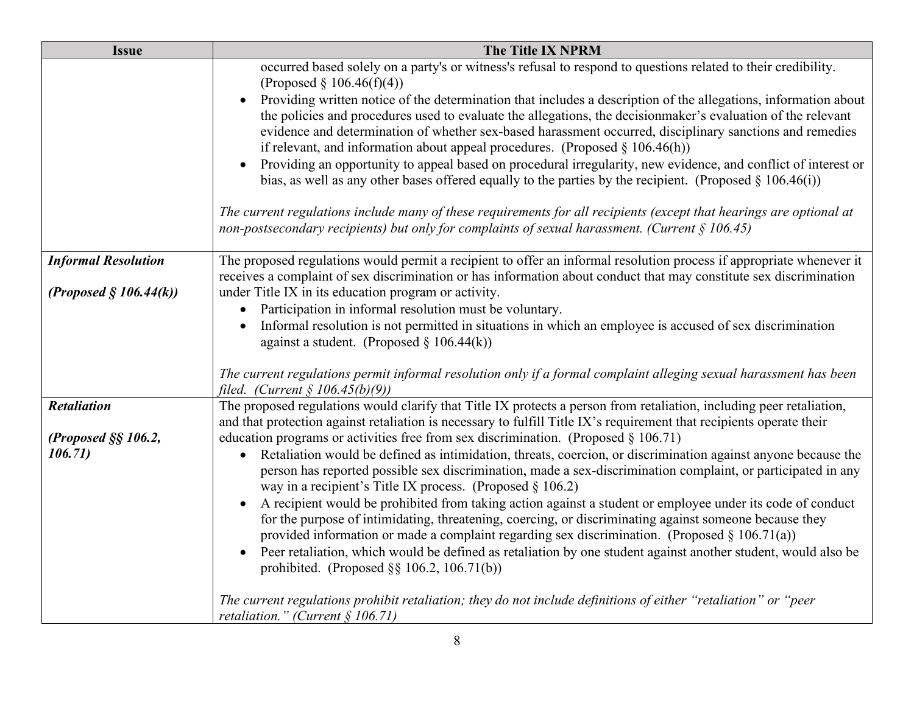| Issue | The Title IX NPRM |
|---|---|
| | occurred based solely on a party's or witness's refusal to respond to questions related to their credibility. (Proposed § 106.46(f)(4))<br>• Providing written notice of the determination that includes a description of the allegations, information about the policies and procedures used to evaluate the allegations, the decisionmaker's evaluation of the relevant evidence and determination of whether sex-based harassment occurred, disciplinary sanctions and remedies if relevant, and information about appeal procedures. (Proposed § 106.46(h))<br>• Providing an opportunity to appeal based on procedural irregularity, new evidence, and conflict of interest or bias, as well as any other bases offered equally to the parties by the recipient. (Proposed § 106.46(i))<br><br>*The current regulations include many of these requirements for all recipients (except that hearings are optional at non-postsecondary recipients) but only for complaints of sexual harassment. (Current § 106.45)* |
| ***Informal Resolution***<br><br>***(Proposed § 106.44(k))*** | The proposed regulations would permit a recipient to offer an informal resolution process if appropriate whenever it receives a complaint of sex discrimination or has information about conduct that may constitute sex discrimination under Title IX in its education program or activity.<br>• Participation in informal resolution must be voluntary.<br>• Informal resolution is not permitted in situations in which an employee is accused of sex discrimination against a student. (Proposed § 106.44(k))<br><br>*The current regulations permit informal resolution only if a formal complaint alleging sexual harassment has been filed. (Current § 106.45(b)(9))* |
| ***Retaliation***<br><br>***(Proposed §§ 106.2, 106.71)*** | The proposed regulations would clarify that Title IX protects a person from retaliation, including peer retaliation, and that protection against retaliation is necessary to fulfill Title IX's requirement that recipients operate their education programs or activities free from sex discrimination. (Proposed § 106.71)<br>• Retaliation would be defined as intimidation, threats, coercion, or discrimination against anyone because the person has reported possible sex discrimination, made a sex-discrimination complaint, or participated in any way in a recipient's Title IX process. (Proposed § 106.2)<br>• A recipient would be prohibited from taking action against a student or employee under its code of conduct for the purpose of intimidating, threatening, coercing, or discriminating against someone because they provided information or made a complaint regarding sex discrimination. (Proposed § 106.71(a))<br>• Peer retaliation, which would be defined as retaliation by one student against another student, would also be prohibited. (Proposed §§ 106.2, 106.71(b))<br><br>*The current regulations prohibit retaliation; they do not include definitions of either "retaliation" or "peer retaliation." (Current § 106.71)* |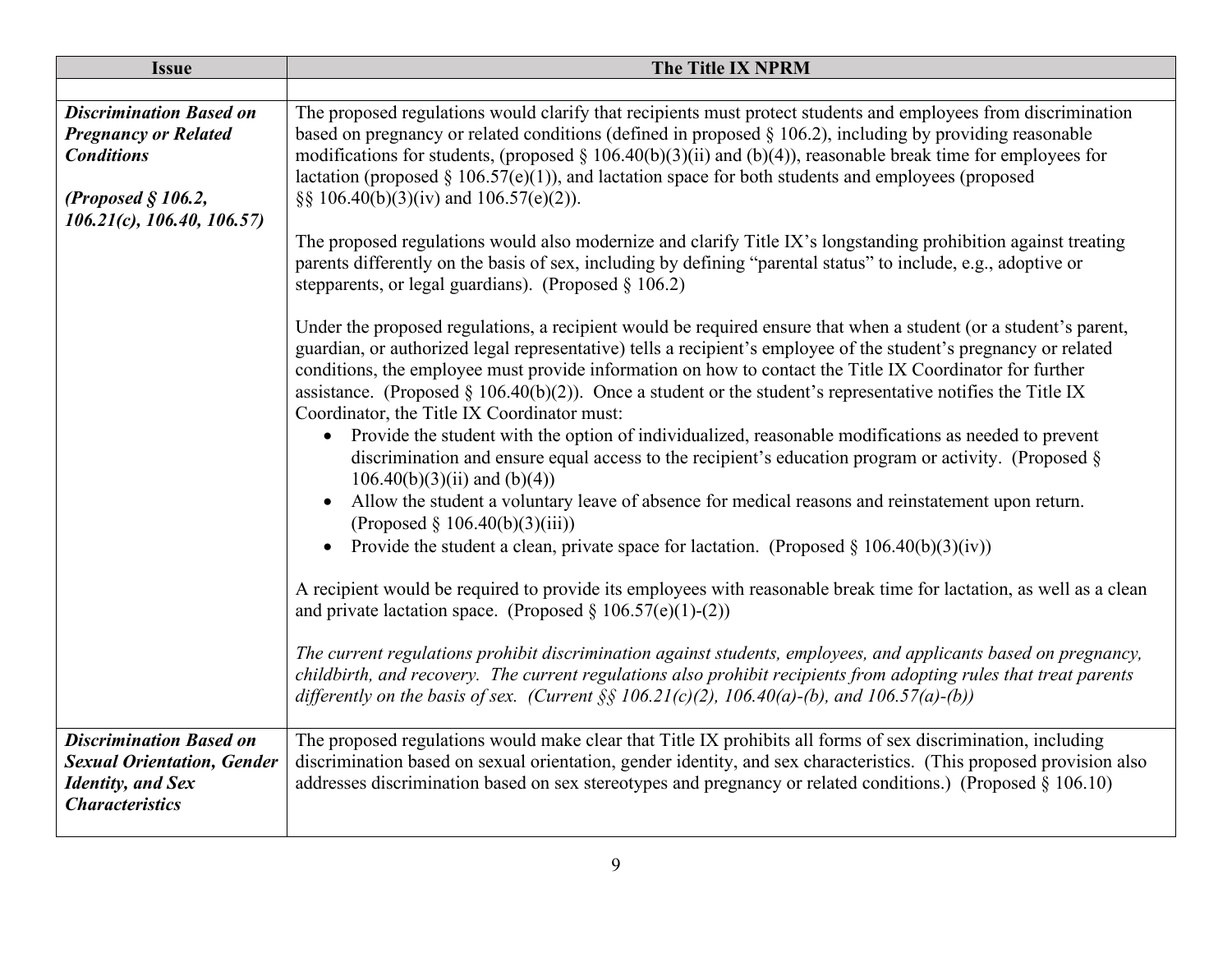| Issue | The Title IX NPRM |
|---|---|
| | |
| ***Discrimination Based on Pregnancy or Related Conditions***<br><br>***(Proposed § 106.2, 106.21(c), 106.40, 106.57)*** | The proposed regulations would clarify that recipients must protect students and employees from discrimination based on pregnancy or related conditions (defined in proposed § 106.2), including by providing reasonable modifications for students, (proposed § 106.40(b)(3)(ii) and (b)(4)), reasonable break time for employees for lactation (proposed § 106.57(e)(1)), and lactation space for both students and employees (proposed §§ 106.40(b)(3)(iv) and 106.57(e)(2)).<br><br>The proposed regulations would also modernize and clarify Title IX's longstanding prohibition against treating parents differently on the basis of sex, including by defining "parental status" to include, e.g., adoptive or stepparents, or legal guardians). (Proposed § 106.2)<br><br>Under the proposed regulations, a recipient would be required ensure that when a student (or a student's parent, guardian, or authorized legal representative) tells a recipient's employee of the student's pregnancy or related conditions, the employee must provide information on how to contact the Title IX Coordinator for further assistance. (Proposed § 106.40(b)(2)). Once a student or the student's representative notifies the Title IX Coordinator, the Title IX Coordinator must:<br>• Provide the student with the option of individualized, reasonable modifications as needed to prevent discrimination and ensure equal access to the recipient's education program or activity. (Proposed § 106.40(b)(3)(ii) and (b)(4))<br>• Allow the student a voluntary leave of absence for medical reasons and reinstatement upon return. (Proposed § 106.40(b)(3)(iii))<br>• Provide the student a clean, private space for lactation. (Proposed § 106.40(b)(3)(iv))<br><br>A recipient would be required to provide its employees with reasonable break time for lactation, as well as a clean and private lactation space. (Proposed § 106.57(e)(1)-(2))<br><br>*The current regulations prohibit discrimination against students, employees, and applicants based on pregnancy, childbirth, and recovery. The current regulations also prohibit recipients from adopting rules that treat parents differently on the basis of sex. (Current §§ 106.21(c)(2), 106.40(a)-(b), and 106.57(a)-(b))* |
| ***Discrimination Based on Sexual Orientation, Gender Identity, and Sex Characteristics*** | The proposed regulations would make clear that Title IX prohibits all forms of sex discrimination, including discrimination based on sexual orientation, gender identity, and sex characteristics. (This proposed provision also addresses discrimination based on sex stereotypes and pregnancy or related conditions.) (Proposed § 106.10) |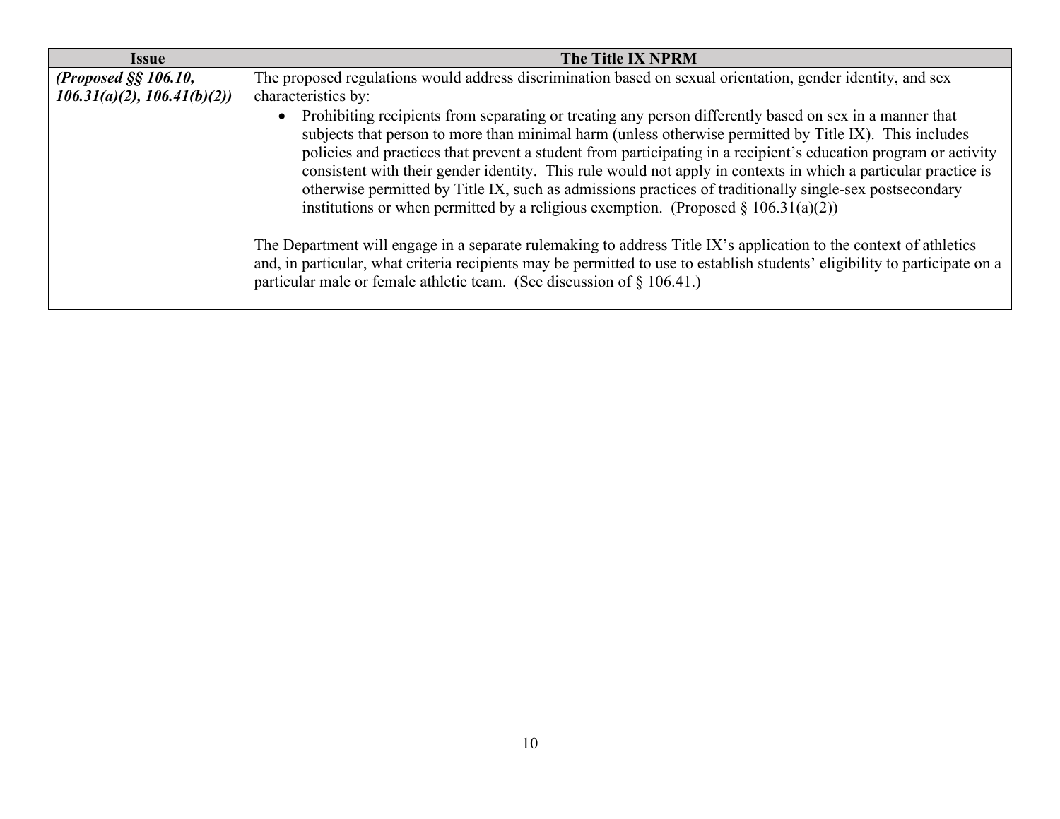| Issue | The Title IX NPRM |
|---|---|
| ***(Proposed §§ 106.10, 106.31(a)(2), 106.41(b)(2))*** | The proposed regulations would address discrimination based on sexual orientation, gender identity, and sex characteristics by:<br>• Prohibiting recipients from separating or treating any person differently based on sex in a manner that subjects that person to more than minimal harm (unless otherwise permitted by Title IX). This includes policies and practices that prevent a student from participating in a recipient's education program or activity consistent with their gender identity. This rule would not apply in contexts in which a particular practice is otherwise permitted by Title IX, such as admissions practices of traditionally single-sex postsecondary institutions or when permitted by a religious exemption. (Proposed § 106.31(a)(2))<br><br>The Department will engage in a separate rulemaking to address Title IX's application to the context of athletics and, in particular, what criteria recipients may be permitted to use to establish students' eligibility to participate on a particular male or female athletic team. (See discussion of § 106.41.) |